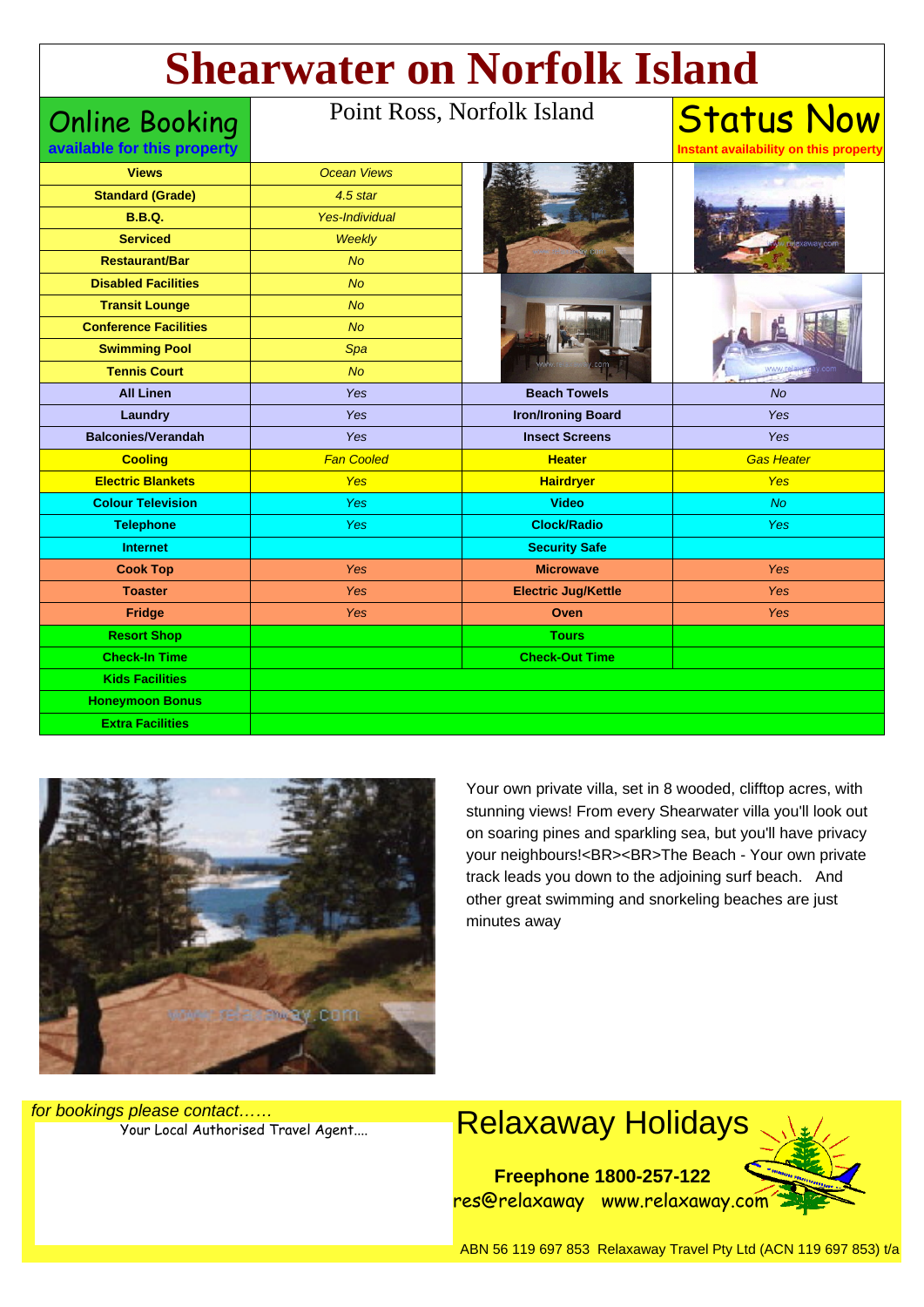# Shearwater on Norfolk Island

Online Booking
**available for this property**

Point Ross, Norfolk Island

Status Now
**Instant availability on this property**

| | | | |
|---|---|---|---|
| **Views** | *Ocean Views* | | |
| **Standard (Grade)** | *4.5 star* | | |
| **B.B.Q.** | *Yes-Individual* | | |
| **Serviced** | *Weekly* | | |
| **Restaurant/Bar** | *No* | | |
| **Disabled Facilities** | *No* | | |
| **Transit Lounge** | *No* | | |
| **Conference Facilities** | *No* | | |
| **Swimming Pool** | *Spa* | | |
| **Tennis Court** | *No* | | |
| **All Linen** | *Yes* | **Beach Towels** | *No* |
| **Laundry** | *Yes* | **Iron/Ironing Board** | *Yes* |
| **Balconies/Verandah** | *Yes* | **Insect Screens** | *Yes* |
| **Cooling** | *Fan Cooled* | **Heater** | *Gas Heater* |
| **Electric Blankets** | *Yes* | **Hairdryer** | *Yes* |
| **Colour Television** | *Yes* | **Video** | *No* |
| **Telephone** | *Yes* | **Clock/Radio** | *Yes* |
| **Internet** | | **Security Safe** | |
| **Cook Top** | *Yes* | **Microwave** | *Yes* |
| **Toaster** | *Yes* | **Electric Jug/Kettle** | *Yes* |
| **Fridge** | *Yes* | **Oven** | *Yes* |
| **Resort Shop** | | **Tours** | |
| **Check-In Time** | | **Check-Out Time** | |
| **Kids Facilities** | | | |
| **Honeymoon Bonus** | | | |
| **Extra Facilities** | | | |

Your own private villa, set in 8 wooded, clifftop acres, with stunning views! From every Shearwater villa you'll look out on soaring pines and sparkling sea, but you'll have privacy your neighbours!<BR><BR>The Beach - Your own private track leads you down to the adjoining surf beach. And other great swimming and snorkeling beaches are just minutes away

*for bookings please contact……*
Your Local Authorised Travel Agent....

Relaxaway Holidays

**Freephone 1800-257-122**
res@relaxaway www.relaxaway.com

ABN 56 119 697 853 Relaxaway Travel Pty Ltd (ACN 119 697 853) t/a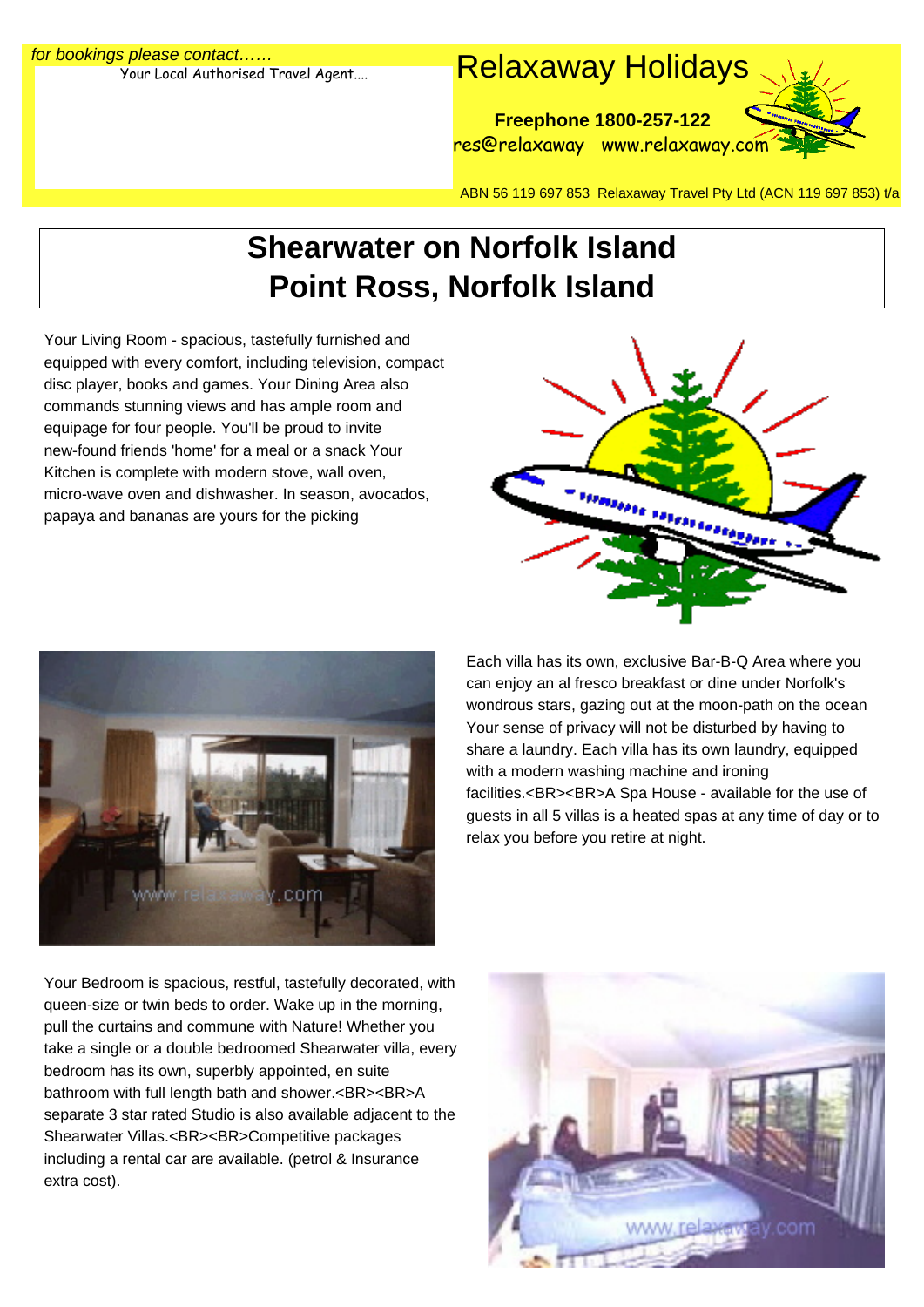*for bookings please contact……*

Your Local Authorised Travel Agent....

Relaxaway Holidays

**Freephone 1800-257-122**

res@relaxaway www.relaxaway.com

ABN 56 119 697 853 Relaxaway Travel Pty Ltd (ACN 119 697 853) t/a

# Shearwater on Norfolk Island
# Point Ross, Norfolk Island

Your Living Room - spacious, tastefully furnished and equipped with every comfort, including television, compact disc player, books and games. Your Dining Area also commands stunning views and has ample room and equipage for four people. You'll be proud to invite new-found friends 'home' for a meal or a snack Your Kitchen is complete with modern stove, wall oven, micro-wave oven and dishwasher. In season, avocados, papaya and bananas are yours for the picking

Each villa has its own, exclusive Bar-B-Q Area where you can enjoy an al fresco breakfast or dine under Norfolk's wondrous stars, gazing out at the moon-path on the ocean Your sense of privacy will not be disturbed by having to share a laundry. Each villa has its own laundry, equipped with a modern washing machine and ironing facilities.<BR><BR>A Spa House - available for the use of guests in all 5 villas is a heated spas at any time of day or to relax you before you retire at night.

Your Bedroom is spacious, restful, tastefully decorated, with queen-size or twin beds to order. Wake up in the morning, pull the curtains and commune with Nature! Whether you take a single or a double bedroomed Shearwater villa, every bedroom has its own, superbly appointed, en suite bathroom with full length bath and shower.<BR><BR>A separate 3 star rated Studio is also available adjacent to the Shearwater Villas.<BR><BR>Competitive packages including a rental car are available. (petrol & Insurance extra cost).